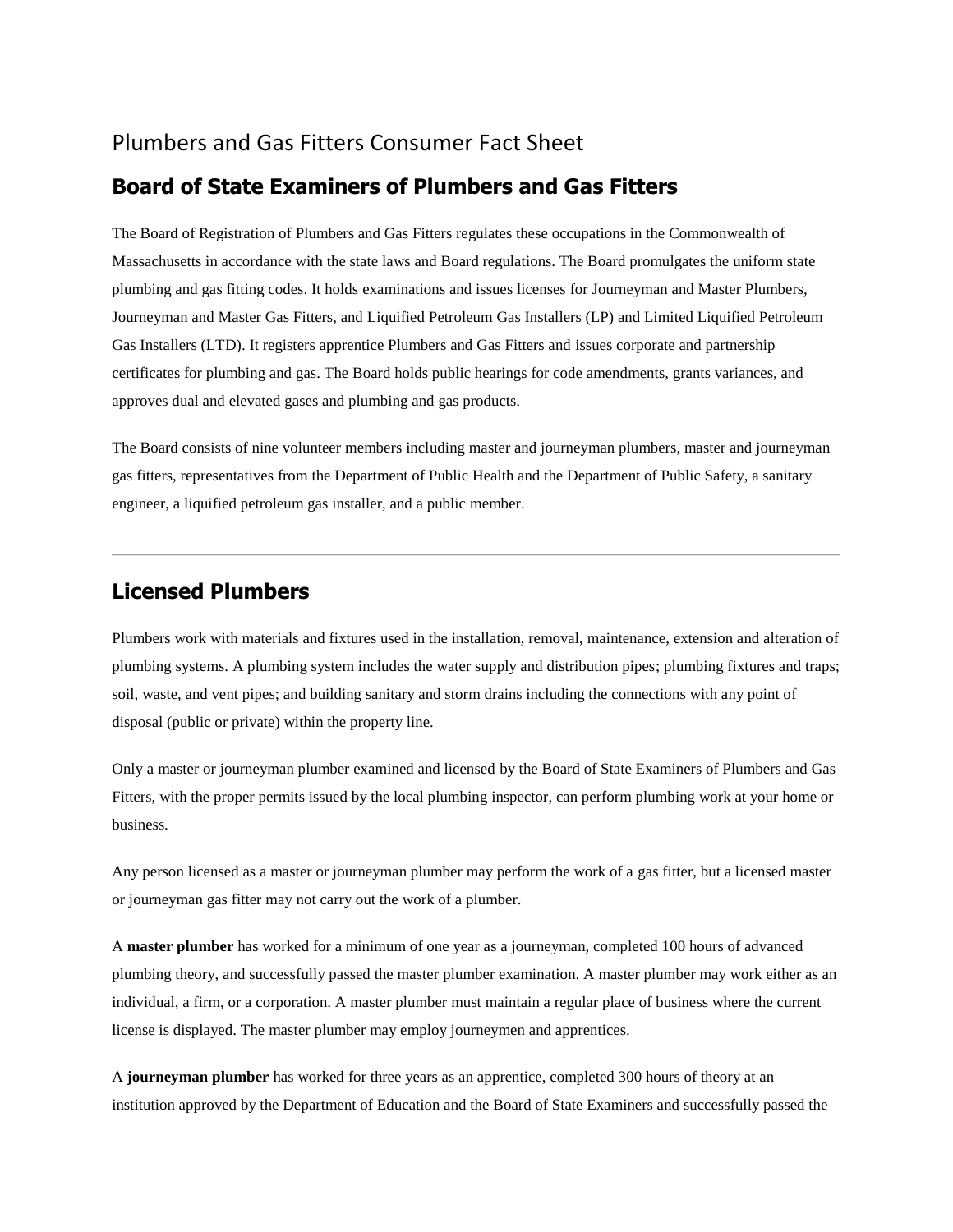# Plumbers and Gas Fitters Consumer Fact Sheet

## Board of State Examiners of Plumbers and Gas Fitters

The Board of Registration of Plumbers and Gas Fitters regulates these occupations in the Commonwealth of Massachusetts in accordance with the state laws and Board regulations. The Board promulgates the uniform state plumbing and gas fitting codes. It holds examinations and issues licenses for Journeyman and Master Plumbers, Journeyman and Master Gas Fitters, and Liquified Petroleum Gas Installers (LP) and Limited Liquified Petroleum Gas Installers (LTD). It registers apprentice Plumbers and Gas Fitters and issues corporate and partnership certificates for plumbing and gas. The Board holds public hearings for code amendments, grants variances, and approves dual and elevated gases and plumbing and gas products.

The Board consists of nine volunteer members including master and journeyman plumbers, master and journeyman gas fitters, representatives from the Department of Public Health and the Department of Public Safety, a sanitary engineer, a liquified petroleum gas installer, and a public member.

---

## Licensed Plumbers

Plumbers work with materials and fixtures used in the installation, removal, maintenance, extension and alteration of plumbing systems. A plumbing system includes the water supply and distribution pipes; plumbing fixtures and traps; soil, waste, and vent pipes; and building sanitary and storm drains including the connections with any point of disposal (public or private) within the property line.

Only a master or journeyman plumber examined and licensed by the Board of State Examiners of Plumbers and Gas Fitters, with the proper permits issued by the local plumbing inspector, can perform plumbing work at your home or business.

Any person licensed as a master or journeyman plumber may perform the work of a gas fitter, but a licensed master or journeyman gas fitter may not carry out the work of a plumber.

A **master plumber** has worked for a minimum of one year as a journeyman, completed 100 hours of advanced plumbing theory, and successfully passed the master plumber examination. A master plumber may work either as an individual, a firm, or a corporation. A master plumber must maintain a regular place of business where the current license is displayed. The master plumber may employ journeymen and apprentices.

A **journeyman plumber** has worked for three years as an apprentice, completed 300 hours of theory at an institution approved by the Department of Education and the Board of State Examiners and successfully passed the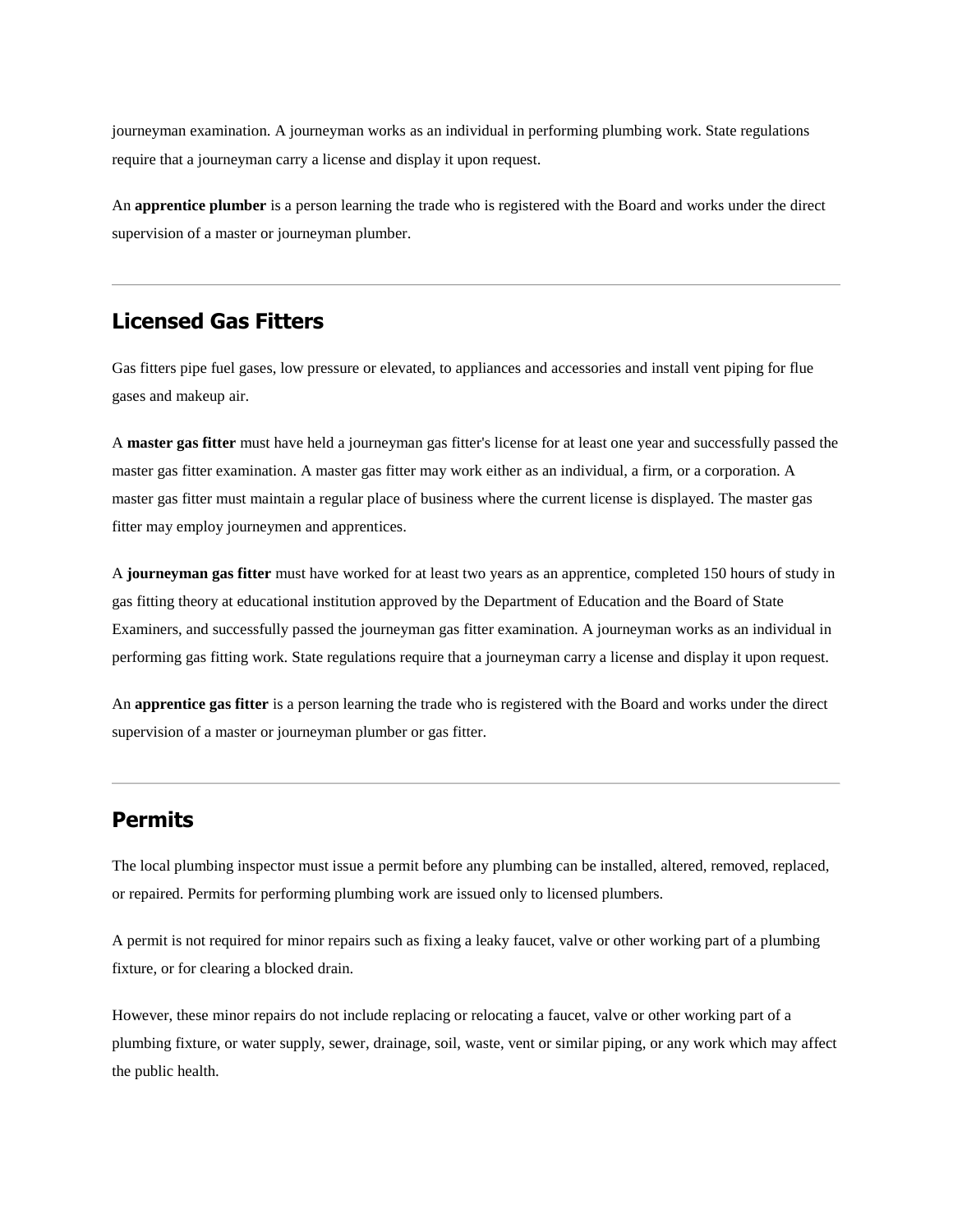journeyman examination. A journeyman works as an individual in performing plumbing work. State regulations require that a journeyman carry a license and display it upon request.

An **apprentice plumber** is a person learning the trade who is registered with the Board and works under the direct supervision of a master or journeyman plumber.

---

## Licensed Gas Fitters

Gas fitters pipe fuel gases, low pressure or elevated, to appliances and accessories and install vent piping for flue gases and makeup air.

A **master gas fitter** must have held a journeyman gas fitter's license for at least one year and successfully passed the master gas fitter examination. A master gas fitter may work either as an individual, a firm, or a corporation. A master gas fitter must maintain a regular place of business where the current license is displayed. The master gas fitter may employ journeymen and apprentices.

A **journeyman gas fitter** must have worked for at least two years as an apprentice, completed 150 hours of study in gas fitting theory at educational institution approved by the Department of Education and the Board of State Examiners, and successfully passed the journeyman gas fitter examination. A journeyman works as an individual in performing gas fitting work. State regulations require that a journeyman carry a license and display it upon request.

An **apprentice gas fitter** is a person learning the trade who is registered with the Board and works under the direct supervision of a master or journeyman plumber or gas fitter.

---

## Permits

The local plumbing inspector must issue a permit before any plumbing can be installed, altered, removed, replaced, or repaired. Permits for performing plumbing work are issued only to licensed plumbers.

A permit is not required for minor repairs such as fixing a leaky faucet, valve or other working part of a plumbing fixture, or for clearing a blocked drain.

However, these minor repairs do not include replacing or relocating a faucet, valve or other working part of a plumbing fixture, or water supply, sewer, drainage, soil, waste, vent or similar piping, or any work which may affect the public health.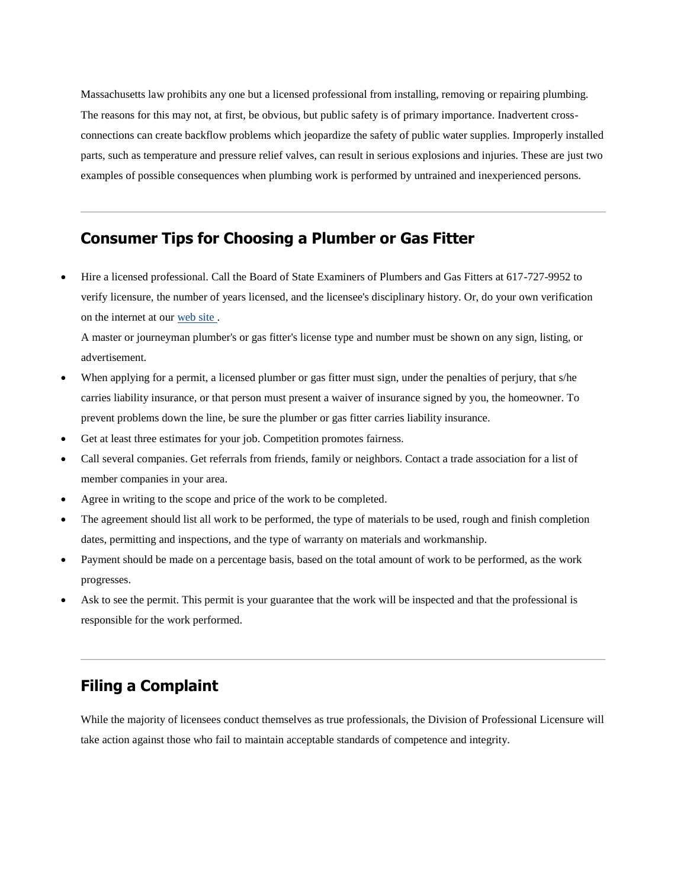Massachusetts law prohibits any one but a licensed professional from installing, removing or repairing plumbing. The reasons for this may not, at first, be obvious, but public safety is of primary importance. Inadvertent cross-connections can create backflow problems which jeopardize the safety of public water supplies. Improperly installed parts, such as temperature and pressure relief valves, can result in serious explosions and injuries. These are just two examples of possible consequences when plumbing work is performed by untrained and inexperienced persons.

---

## Consumer Tips for Choosing a Plumber or Gas Fitter

- Hire a licensed professional. Call the Board of State Examiners of Plumbers and Gas Fitters at 617-727-9952 to verify licensure, the number of years licensed, and the licensee's disciplinary history. Or, do your own verification on the internet at our web site .

  A master or journeyman plumber's or gas fitter's license type and number must be shown on any sign, listing, or advertisement.
- When applying for a permit, a licensed plumber or gas fitter must sign, under the penalties of perjury, that s/he carries liability insurance, or that person must present a waiver of insurance signed by you, the homeowner. To prevent problems down the line, be sure the plumber or gas fitter carries liability insurance.
- Get at least three estimates for your job. Competition promotes fairness.
- Call several companies. Get referrals from friends, family or neighbors. Contact a trade association for a list of member companies in your area.
- Agree in writing to the scope and price of the work to be completed.
- The agreement should list all work to be performed, the type of materials to be used, rough and finish completion dates, permitting and inspections, and the type of warranty on materials and workmanship.
- Payment should be made on a percentage basis, based on the total amount of work to be performed, as the work progresses.
- Ask to see the permit. This permit is your guarantee that the work will be inspected and that the professional is responsible for the work performed.

---

## Filing a Complaint

While the majority of licensees conduct themselves as true professionals, the Division of Professional Licensure will take action against those who fail to maintain acceptable standards of competence and integrity.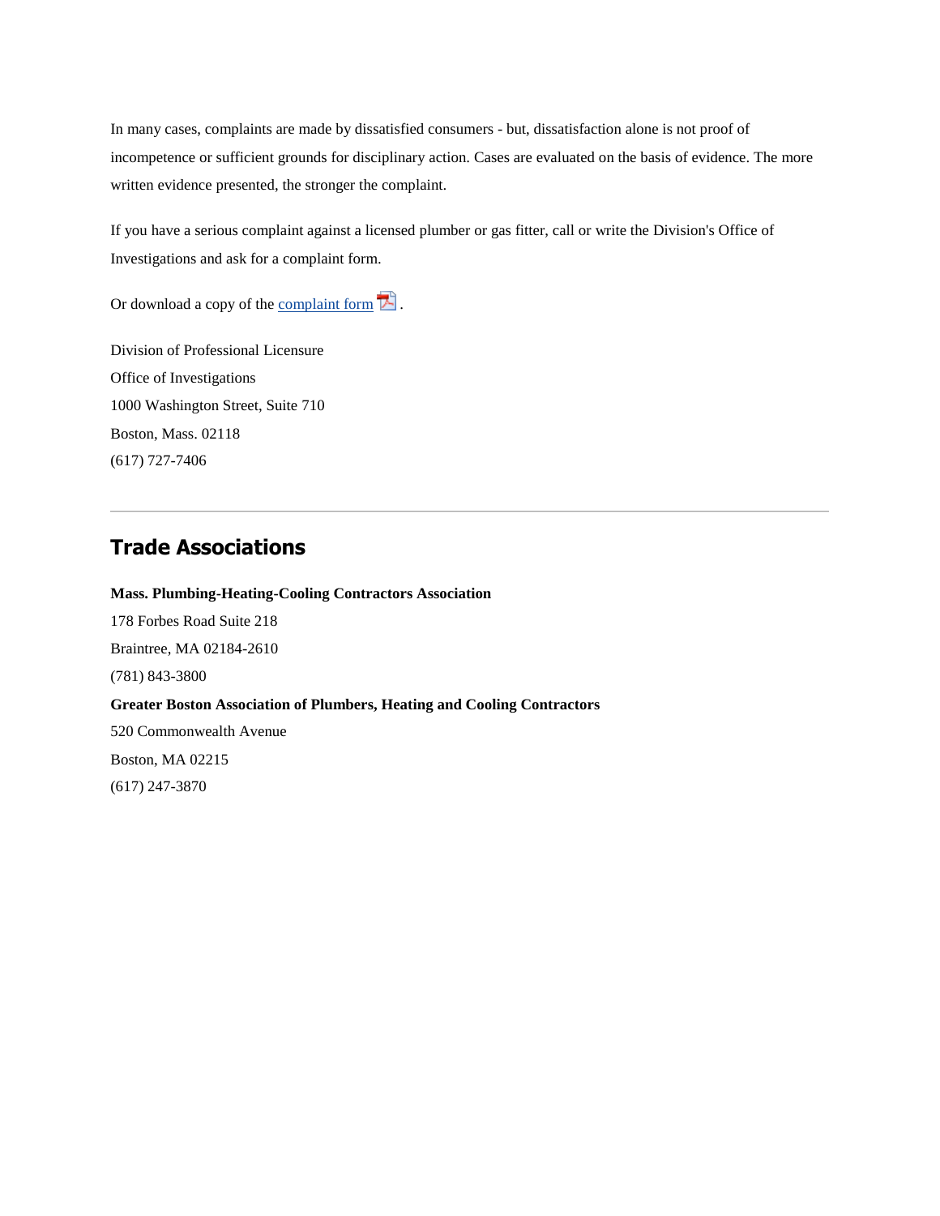In many cases, complaints are made by dissatisfied consumers - but, dissatisfaction alone is not proof of incompetence or sufficient grounds for disciplinary action. Cases are evaluated on the basis of evidence. The more written evidence presented, the stronger the complaint.

If you have a serious complaint against a licensed plumber or gas fitter, call or write the Division's Office of Investigations and ask for a complaint form.

Or download a copy of the complaint form .

Division of Professional Licensure
Office of Investigations
1000 Washington Street, Suite 710
Boston, Mass. 02118
(617) 727-7406

---

## Trade Associations

**Mass. Plumbing-Heating-Cooling Contractors Association**
178 Forbes Road Suite 218
Braintree, MA 02184-2610
(781) 843-3800

**Greater Boston Association of Plumbers, Heating and Cooling Contractors**
520 Commonwealth Avenue
Boston, MA 02215
(617) 247-3870